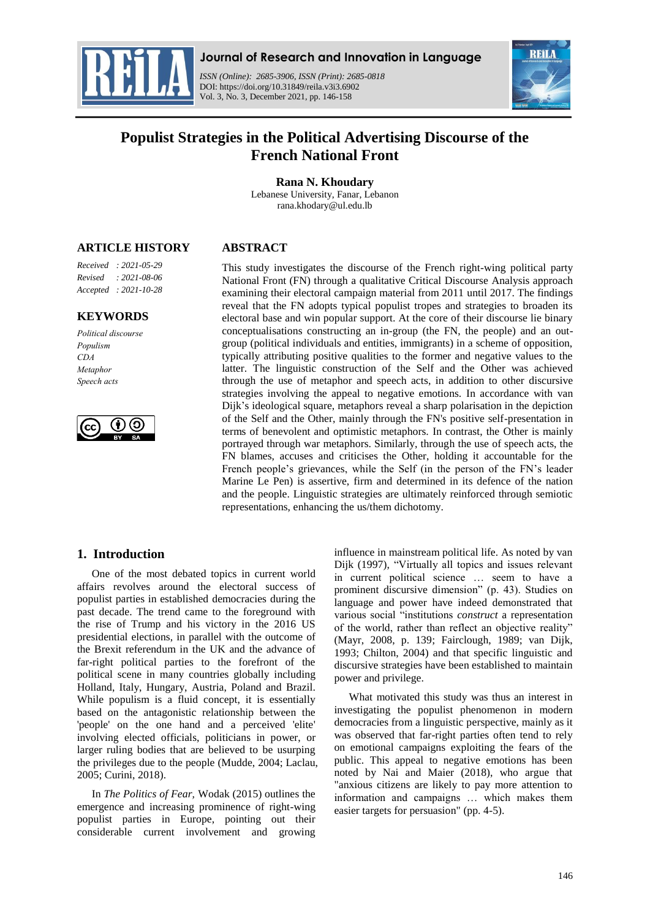Journal of Research and Innovation in Language

*ISSN (Online): 2685-3906, ISSN (Print): 2685-0818*
DOI: https://doi.org/10.31849/reila.v3i3.6902
Vol. 3, No. 3, December 2021, pp. 146-158

# Populist Strategies in the Political Advertising Discourse of the French National Front

**Rana N. Khoudary**
Lebanese University, Fanar, Lebanon
rana.khodary@ul.edu.lb

## ARTICLE HISTORY

*Received : 2021-05-29*
*Revised : 2021-08-06*
*Accepted : 2021-10-28*

## KEYWORDS

*Political discourse*
*Populism*
*CDA*
*Metaphor*
*Speech acts*

## ABSTRACT

This study investigates the discourse of the French right-wing political party National Front (FN) through a qualitative Critical Discourse Analysis approach examining their electoral campaign material from 2011 until 2017. The findings reveal that the FN adopts typical populist tropes and strategies to broaden its electoral base and win popular support. At the core of their discourse lie binary conceptualisations constructing an in-group (the FN, the people) and an out-group (political individuals and entities, immigrants) in a scheme of opposition, typically attributing positive qualities to the former and negative values to the latter. The linguistic construction of the Self and the Other was achieved through the use of metaphor and speech acts, in addition to other discursive strategies involving the appeal to negative emotions. In accordance with van Dijk's ideological square, metaphors reveal a sharp polarisation in the depiction of the Self and the Other, mainly through the FN's positive self-presentation in terms of benevolent and optimistic metaphors. In contrast, the Other is mainly portrayed through war metaphors. Similarly, through the use of speech acts, the FN blames, accuses and criticises the Other, holding it accountable for the French people's grievances, while the Self (in the person of the FN's leader Marine Le Pen) is assertive, firm and determined in its defence of the nation and the people. Linguistic strategies are ultimately reinforced through semiotic representations, enhancing the us/them dichotomy.

## 1. Introduction

One of the most debated topics in current world affairs revolves around the electoral success of populist parties in established democracies during the past decade. The trend came to the foreground with the rise of Trump and his victory in the 2016 US presidential elections, in parallel with the outcome of the Brexit referendum in the UK and the advance of far-right political parties to the forefront of the political scene in many countries globally including Holland, Italy, Hungary, Austria, Poland and Brazil. While populism is a fluid concept, it is essentially based on the antagonistic relationship between the 'people' on the one hand and a perceived 'elite' involving elected officials, politicians in power, or larger ruling bodies that are believed to be usurping the privileges due to the people (Mudde, 2004; Laclau, 2005; Curini, 2018).

In *The Politics of Fear,* Wodak (2015) outlines the emergence and increasing prominence of right-wing populist parties in Europe, pointing out their considerable current involvement and growing influence in mainstream political life. As noted by van Dijk (1997), "Virtually all topics and issues relevant in current political science … seem to have a prominent discursive dimension" (p. 43). Studies on language and power have indeed demonstrated that various social "institutions *construct* a representation of the world, rather than reflect an objective reality" (Mayr, 2008, p. 139; Fairclough, 1989; van Dijk, 1993; Chilton, 2004) and that specific linguistic and discursive strategies have been established to maintain power and privilege.

What motivated this study was thus an interest in investigating the populist phenomenon in modern democracies from a linguistic perspective, mainly as it was observed that far-right parties often tend to rely on emotional campaigns exploiting the fears of the public. This appeal to negative emotions has been noted by Nai and Maier (2018), who argue that "anxious citizens are likely to pay more attention to information and campaigns … which makes them easier targets for persuasion" (pp. 4-5).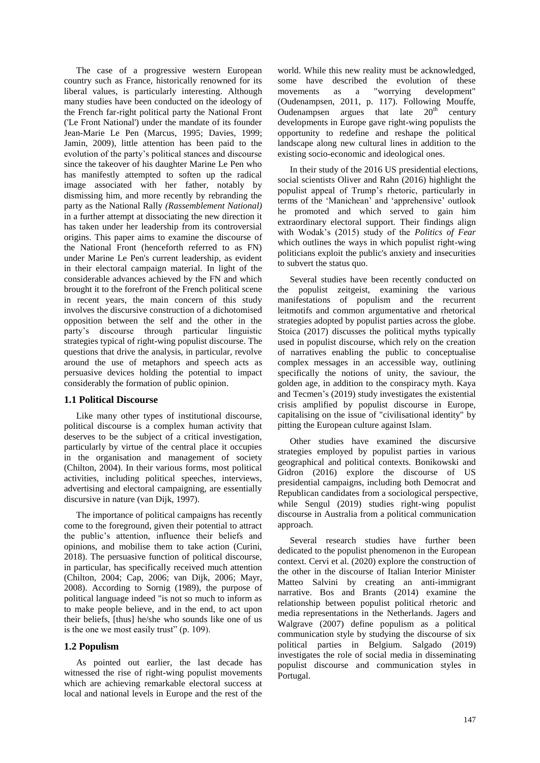The case of a progressive western European country such as France, historically renowned for its liberal values, is particularly interesting. Although many studies have been conducted on the ideology of the French far-right political party the National Front ('Le Front National') under the mandate of its founder Jean-Marie Le Pen (Marcus, 1995; Davies, 1999; Jamin, 2009), little attention has been paid to the evolution of the party's political stances and discourse since the takeover of his daughter Marine Le Pen who has manifestly attempted to soften up the radical image associated with her father, notably by dismissing him, and more recently by rebranding the party as the National Rally *(Rassemblement National)* in a further attempt at dissociating the new direction it has taken under her leadership from its controversial origins. This paper aims to examine the discourse of the National Front (henceforth referred to as FN) under Marine Le Pen's current leadership, as evident in their electoral campaign material. In light of the considerable advances achieved by the FN and which brought it to the forefront of the French political scene in recent years, the main concern of this study involves the discursive construction of a dichotomised opposition between the self and the other in the party's discourse through particular linguistic strategies typical of right-wing populist discourse. The questions that drive the analysis, in particular, revolve around the use of metaphors and speech acts as persuasive devices holding the potential to impact considerably the formation of public opinion.

## 1.1 Political Discourse

Like many other types of institutional discourse, political discourse is a complex human activity that deserves to be the subject of a critical investigation, particularly by virtue of the central place it occupies in the organisation and management of society (Chilton, 2004). In their various forms, most political activities, including political speeches, interviews, advertising and electoral campaigning, are essentially discursive in nature (van Dijk, 1997).

The importance of political campaigns has recently come to the foreground, given their potential to attract the public's attention, influence their beliefs and opinions, and mobilise them to take action (Curini, 2018). The persuasive function of political discourse, in particular, has specifically received much attention (Chilton, 2004; Cap, 2006; van Dijk, 2006; Mayr, 2008). According to Sornig (1989), the purpose of political language indeed "is not so much to inform as to make people believe, and in the end, to act upon their beliefs, [thus] he/she who sounds like one of us is the one we most easily trust" (p. 109).

## 1.2 Populism

As pointed out earlier, the last decade has witnessed the rise of right-wing populist movements which are achieving remarkable electoral success at local and national levels in Europe and the rest of the world. While this new reality must be acknowledged, some have described the evolution of these movements as a "worrying development" (Oudenampsen, 2011, p. 117). Following Mouffe, Oudenampsen argues that late 20th century developments in Europe gave right-wing populists the opportunity to redefine and reshape the political landscape along new cultural lines in addition to the existing socio-economic and ideological ones.

In their study of the 2016 US presidential elections, social scientists Oliver and Rahn (2016) highlight the populist appeal of Trump's rhetoric, particularly in terms of the 'Manichean' and 'apprehensive' outlook he promoted and which served to gain him extraordinary electoral support. Their findings align with Wodak's (2015) study of the *Politics of Fear* which outlines the ways in which populist right-wing politicians exploit the public's anxiety and insecurities to subvert the status quo.

Several studies have been recently conducted on the populist zeitgeist, examining the various manifestations of populism and the recurrent leitmotifs and common argumentative and rhetorical strategies adopted by populist parties across the globe. Stoica (2017) discusses the political myths typically used in populist discourse, which rely on the creation of narratives enabling the public to conceptualise complex messages in an accessible way, outlining specifically the notions of unity, the saviour, the golden age, in addition to the conspiracy myth. Kaya and Tecmen's (2019) study investigates the existential crisis amplified by populist discourse in Europe, capitalising on the issue of "civilisational identity" by pitting the European culture against Islam.

Other studies have examined the discursive strategies employed by populist parties in various geographical and political contexts. Bonikowski and Gidron (2016) explore the discourse of US presidential campaigns, including both Democrat and Republican candidates from a sociological perspective, while Sengul (2019) studies right-wing populist discourse in Australia from a political communication approach.

Several research studies have further been dedicated to the populist phenomenon in the European context. Cervi et al. (2020) explore the construction of the other in the discourse of Italian Interior Minister Matteo Salvini by creating an anti-immigrant narrative. Bos and Brants (2014) examine the relationship between populist political rhetoric and media representations in the Netherlands. Jagers and Walgrave (2007) define populism as a political communication style by studying the discourse of six political parties in Belgium. Salgado (2019) investigates the role of social media in disseminating populist discourse and communication styles in Portugal.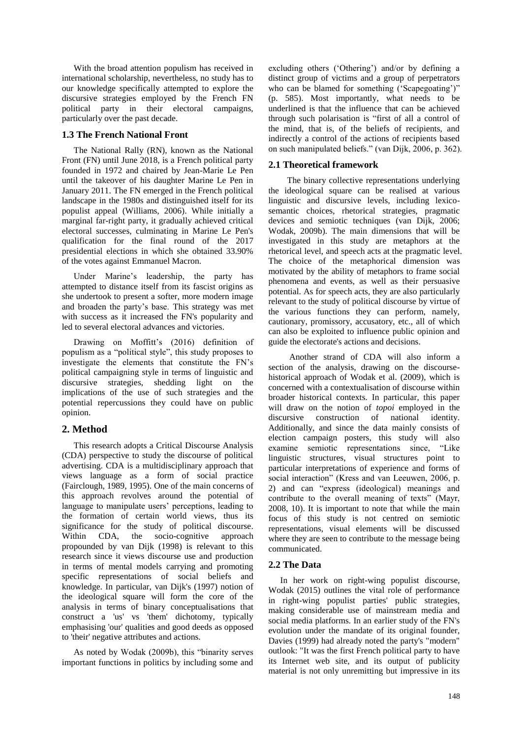With the broad attention populism has received in international scholarship, nevertheless, no study has to our knowledge specifically attempted to explore the discursive strategies employed by the French FN political party in their electoral campaigns, particularly over the past decade.

### 1.3 The French National Front

The National Rally (RN), known as the National Front (FN) until June 2018, is a French political party founded in 1972 and chaired by Jean-Marie Le Pen until the takeover of his daughter Marine Le Pen in January 2011. The FN emerged in the French political landscape in the 1980s and distinguished itself for its populist appeal (Williams, 2006). While initially a marginal far-right party, it gradually achieved critical electoral successes, culminating in Marine Le Pen's qualification for the final round of the 2017 presidential elections in which she obtained 33.90% of the votes against Emmanuel Macron.

Under Marine's leadership, the party has attempted to distance itself from its fascist origins as she undertook to present a softer, more modern image and broaden the party's base. This strategy was met with success as it increased the FN's popularity and led to several electoral advances and victories.

Drawing on Moffitt's (2016) definition of populism as a "political style", this study proposes to investigate the elements that constitute the FN's political campaigning style in terms of linguistic and discursive strategies, shedding light on the implications of the use of such strategies and the potential repercussions they could have on public opinion.

## 2. Method

This research adopts a Critical Discourse Analysis (CDA) perspective to study the discourse of political advertising. CDA is a multidisciplinary approach that views language as a form of social practice (Fairclough, 1989, 1995). One of the main concerns of this approach revolves around the potential of language to manipulate users' perceptions, leading to the formation of certain world views, thus its significance for the study of political discourse. Within CDA, the socio-cognitive approach propounded by van Dijk (1998) is relevant to this research since it views discourse use and production in terms of mental models carrying and promoting specific representations of social beliefs and knowledge. In particular, van Dijk's (1997) notion of the ideological square will form the core of the analysis in terms of binary conceptualisations that construct a 'us' vs 'them' dichotomy, typically emphasising 'our' qualities and good deeds as opposed to 'their' negative attributes and actions.

As noted by Wodak (2009b), this "binarity serves important functions in politics by including some and excluding others ('Othering') and/or by defining a distinct group of victims and a group of perpetrators who can be blamed for something ('Scapegoating')" (p. 585). Most importantly, what needs to be underlined is that the influence that can be achieved through such polarisation is "first of all a control of the mind, that is, of the beliefs of recipients, and indirectly a control of the actions of recipients based on such manipulated beliefs." (van Dijk, 2006, p. 362).

### 2.1 Theoretical framework

The binary collective representations underlying the ideological square can be realised at various linguistic and discursive levels, including lexico-semantic choices, rhetorical strategies, pragmatic devices and semiotic techniques (van Dijk, 2006; Wodak, 2009b). The main dimensions that will be investigated in this study are metaphors at the rhetorical level, and speech acts at the pragmatic level. The choice of the metaphorical dimension was motivated by the ability of metaphors to frame social phenomena and events, as well as their persuasive potential. As for speech acts, they are also particularly relevant to the study of political discourse by virtue of the various functions they can perform, namely, cautionary, promissory, accusatory, etc., all of which can also be exploited to influence public opinion and guide the electorate's actions and decisions.

Another strand of CDA will also inform a section of the analysis, drawing on the discourse-historical approach of Wodak et al. (2009), which is concerned with a contextualisation of discourse within broader historical contexts. In particular, this paper will draw on the notion of *topoi* employed in the discursive construction of national identity. Additionally, and since the data mainly consists of election campaign posters, this study will also examine semiotic representations since, "Like linguistic structures, visual structures point to particular interpretations of experience and forms of social interaction" (Kress and van Leeuwen, 2006, p. 2) and can "express (ideological) meanings and contribute to the overall meaning of texts" (Mayr, 2008, 10). It is important to note that while the main focus of this study is not centred on semiotic representations, visual elements will be discussed where they are seen to contribute to the message being communicated.

### 2.2 The Data

In her work on right-wing populist discourse, Wodak (2015) outlines the vital role of performance in right-wing populist parties' public strategies, making considerable use of mainstream media and social media platforms. In an earlier study of the FN's evolution under the mandate of its original founder, Davies (1999) had already noted the party's "modern" outlook: "It was the first French political party to have its Internet web site, and its output of publicity material is not only unremitting but impressive in its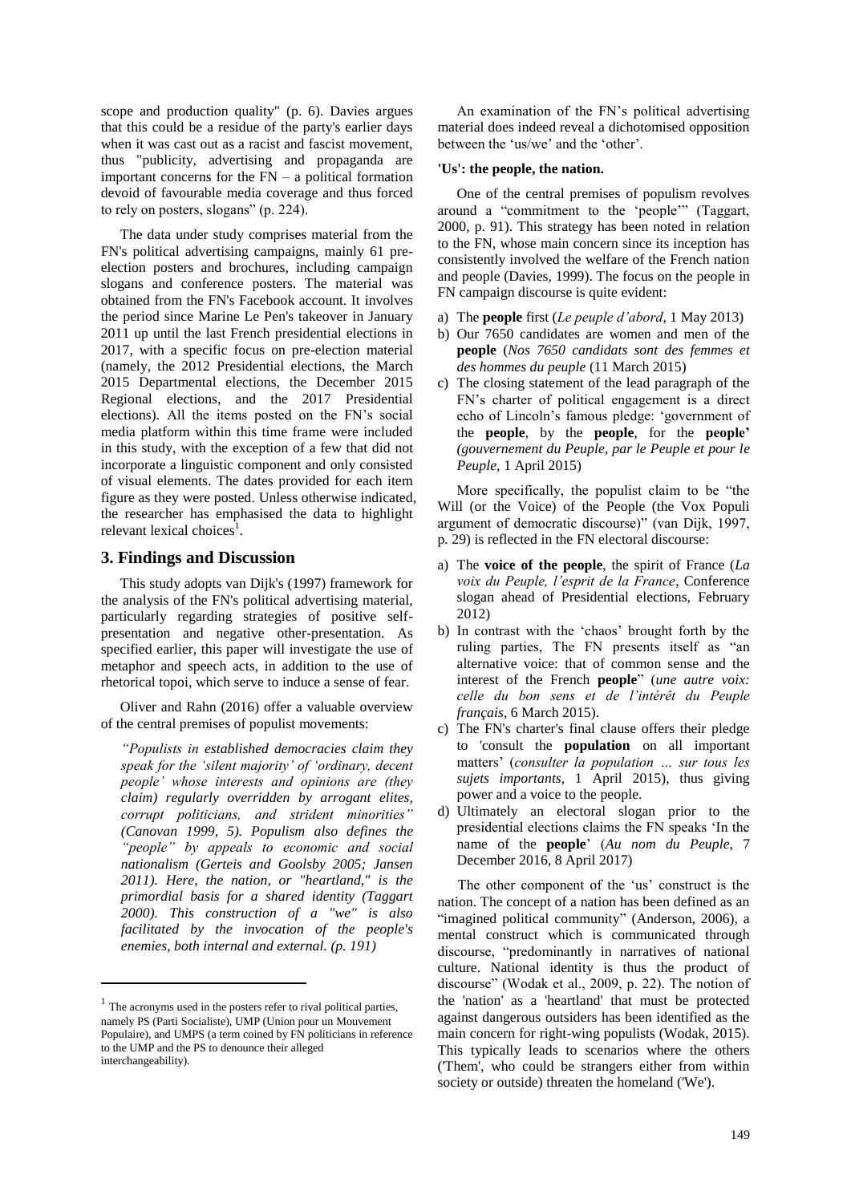scope and production quality" (p. 6). Davies argues that this could be a residue of the party's earlier days when it was cast out as a racist and fascist movement, thus "publicity, advertising and propaganda are important concerns for the FN – a political formation devoid of favourable media coverage and thus forced to rely on posters, slogans" (p. 224).

The data under study comprises material from the FN's political advertising campaigns, mainly 61 pre-election posters and brochures, including campaign slogans and conference posters. The material was obtained from the FN's Facebook account. It involves the period since Marine Le Pen's takeover in January 2011 up until the last French presidential elections in 2017, with a specific focus on pre-election material (namely, the 2012 Presidential elections, the March 2015 Departmental elections, the December 2015 Regional elections, and the 2017 Presidential elections). All the items posted on the FN's social media platform within this time frame were included in this study, with the exception of a few that did not incorporate a linguistic component and only consisted of visual elements. The dates provided for each item figure as they were posted. Unless otherwise indicated, the researcher has emphasised the data to highlight relevant lexical choices[1].

## 3. Findings and Discussion

This study adopts van Dijk's (1997) framework for the analysis of the FN's political advertising material, particularly regarding strategies of positive self-presentation and negative other-presentation. As specified earlier, this paper will investigate the use of metaphor and speech acts, in addition to the use of rhetorical topoi, which serve to induce a sense of fear.

Oliver and Rahn (2016) offer a valuable overview of the central premises of populist movements:

> *"Populists in established democracies claim they speak for the 'silent majority' of 'ordinary, decent people' whose interests and opinions are (they claim) regularly overridden by arrogant elites, corrupt politicians, and strident minorities" (Canovan 1999, 5). Populism also defines the "people" by appeals to economic and social nationalism (Gerteis and Goolsby 2005; Jansen 2011). Here, the nation, or "heartland," is the primordial basis for a shared identity (Taggart 2000). This construction of a "we" is also facilitated by the invocation of the people's enemies, both internal and external. (p. 191)*

An examination of the FN's political advertising material does indeed reveal a dichotomised opposition between the 'us/we' and the 'other'.

**'Us': the people, the nation.**

One of the central premises of populism revolves around a "commitment to the 'people'" (Taggart, 2000, p. 91). This strategy has been noted in relation to the FN, whose main concern since its inception has consistently involved the welfare of the French nation and people (Davies, 1999). The focus on the people in FN campaign discourse is quite evident:

a) The **people** first (*Le peuple d'abord*, 1 May 2013)
b) Our 7650 candidates are women and men of the **people** (*Nos 7650 candidats sont des femmes et des hommes du peuple* (11 March 2015)
c) The closing statement of the lead paragraph of the FN's charter of political engagement is a direct echo of Lincoln's famous pledge: 'government of the **people**, by the **people**, for the **people**' *(gouvernement du Peuple, par le Peuple et pour le Peuple*, 1 April 2015)

More specifically, the populist claim to be "the Will (or the Voice) of the People (the Vox Populi argument of democratic discourse)" (van Dijk, 1997, p. 29) is reflected in the FN electoral discourse:

a) The **voice of the people**, the spirit of France (*La voix du Peuple, l'esprit de la France*, Conference slogan ahead of Presidential elections, February 2012)
b) In contrast with the 'chaos' brought forth by the ruling parties, The FN presents itself as "an alternative voice: that of common sense and the interest of the French **people**" (*une autre voix: celle du bon sens et de l'intérêt du Peuple français*, 6 March 2015).
c) The FN's charter's final clause offers their pledge to 'consult the **population** on all important matters' (*consulter la population … sur tous les sujets importants*, 1 April 2015), thus giving power and a voice to the people.
d) Ultimately an electoral slogan prior to the presidential elections claims the FN speaks 'In the name of the **people**' (*Au nom du Peuple*, 7 December 2016, 8 April 2017)

The other component of the 'us' construct is the nation. The concept of a nation has been defined as an "imagined political community" (Anderson, 2006), a mental construct which is communicated through discourse, "predominantly in narratives of national culture. National identity is thus the product of discourse" (Wodak et al., 2009, p. 22). The notion of the 'nation' as a 'heartland' that must be protected against dangerous outsiders has been identified as the main concern for right-wing populists (Wodak, 2015). This typically leads to scenarios where the others ('Them', who could be strangers either from within society or outside) threaten the homeland ('We').

[1] The acronyms used in the posters refer to rival political parties, namely PS (Parti Socialiste), UMP (Union pour un Mouvement Populaire), and UMPS (a term coined by FN politicians in reference to the UMP and the PS to denounce their alleged interchangeability).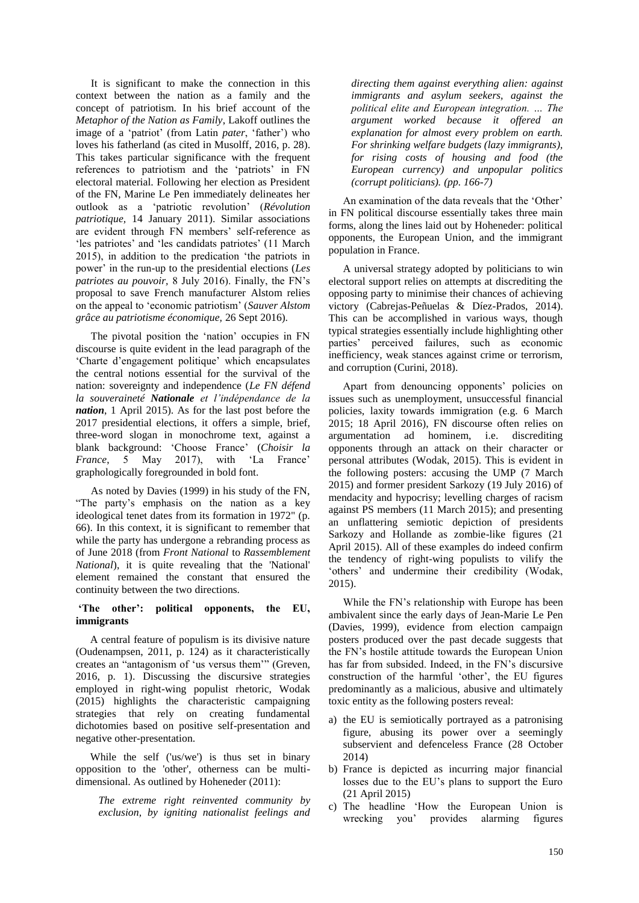It is significant to make the connection in this context between the nation as a family and the concept of patriotism. In his brief account of the *Metaphor of the Nation as a Family*, Lakoff outlines the image of a 'patriot' (from Latin *pater*, 'father') who loves his fatherland (as cited in Musolff, 2016, p. 28). This takes particular significance with the frequent references to patriotism and the 'patriots' in FN electoral material. Following her election as President of the FN, Marine Le Pen immediately delineates her outlook as a 'patriotic revolution' (*Révolution patriotique,* 14 January 2011). Similar associations are evident through FN members' self-reference as 'les patriotes' and 'les candidats patriotes' (11 March 2015), in addition to the predication 'the patriots in power' in the run-up to the presidential elections (*Les patriotes au pouvoir,* 8 July 2016). Finally, the FN's proposal to save French manufacturer Alstom relies on the appeal to 'economic patriotism' (*Sauver Alstom grâce au patriotisme économique,* 26 Sept 2016).

The pivotal position the 'nation' occupies in FN discourse is quite evident in the lead paragraph of the 'Charte d'engagement politique' which encapsulates the central notions essential for the survival of the nation: sovereignty and independence (*Le FN défend la souveraineté* ***Nationale*** *et l'indépendance de la* ***nation***, 1 April 2015). As for the last post before the 2017 presidential elections, it offers a simple, brief, three-word slogan in monochrome text, against a blank background: 'Choose France' (*Choisir la France*, 5 May 2017), with 'La France' graphologically foregrounded in bold font.

As noted by Davies (1999) in his study of the FN, "The party's emphasis on the nation as a key ideological tenet dates from its formation in 1972" (p. 66). In this context, it is significant to remember that while the party has undergone a rebranding process as of June 2018 (from *Front National* to *Rassemblement National*), it is quite revealing that the 'National' element remained the constant that ensured the continuity between the two directions.

### 'The other': political opponents, the EU, immigrants

A central feature of populism is its divisive nature (Oudenampsen, 2011, p. 124) as it characteristically creates an "antagonism of 'us versus them'" (Greven, 2016, p. 1). Discussing the discursive strategies employed in right-wing populist rhetoric, Wodak (2015) highlights the characteristic campaigning strategies that rely on creating fundamental dichotomies based on positive self-presentation and negative other-presentation.

While the self ('us/we') is thus set in binary opposition to the 'other', otherness can be multi-dimensional. As outlined by Hoheneder (2011):

> *The extreme right reinvented community by exclusion, by igniting nationalist feelings and directing them against everything alien: against immigrants and asylum seekers, against the political elite and European integration. … The argument worked because it offered an explanation for almost every problem on earth. For shrinking welfare budgets (lazy immigrants), for rising costs of housing and food (the European currency) and unpopular politics (corrupt politicians). (pp. 166-7)*

An examination of the data reveals that the 'Other' in FN political discourse essentially takes three main forms, along the lines laid out by Hoheneder: political opponents, the European Union, and the immigrant population in France.

A universal strategy adopted by politicians to win electoral support relies on attempts at discrediting the opposing party to minimise their chances of achieving victory (Cabrejas-Peñuelas & Díez-Prados, 2014). This can be accomplished in various ways, though typical strategies essentially include highlighting other parties' perceived failures, such as economic inefficiency, weak stances against crime or terrorism, and corruption (Curini, 2018).

Apart from denouncing opponents' policies on issues such as unemployment, unsuccessful financial policies, laxity towards immigration (e.g. 6 March 2015; 18 April 2016), FN discourse often relies on argumentation ad hominem, i.e. discrediting opponents through an attack on their character or personal attributes (Wodak, 2015). This is evident in the following posters: accusing the UMP (7 March 2015) and former president Sarkozy (19 July 2016) of mendacity and hypocrisy; levelling charges of racism against PS members (11 March 2015); and presenting an unflattering semiotic depiction of presidents Sarkozy and Hollande as zombie-like figures (21 April 2015). All of these examples do indeed confirm the tendency of right-wing populists to vilify the 'others' and undermine their credibility (Wodak, 2015).

While the FN's relationship with Europe has been ambivalent since the early days of Jean-Marie Le Pen (Davies, 1999), evidence from election campaign posters produced over the past decade suggests that the FN's hostile attitude towards the European Union has far from subsided. Indeed, in the FN's discursive construction of the harmful 'other', the EU figures predominantly as a malicious, abusive and ultimately toxic entity as the following posters reveal:

a) the EU is semiotically portrayed as a patronising figure, abusing its power over a seemingly subservient and defenceless France (28 October 2014)
b) France is depicted as incurring major financial losses due to the EU's plans to support the Euro (21 April 2015)
c) The headline 'How the European Union is wrecking you' provides alarming figures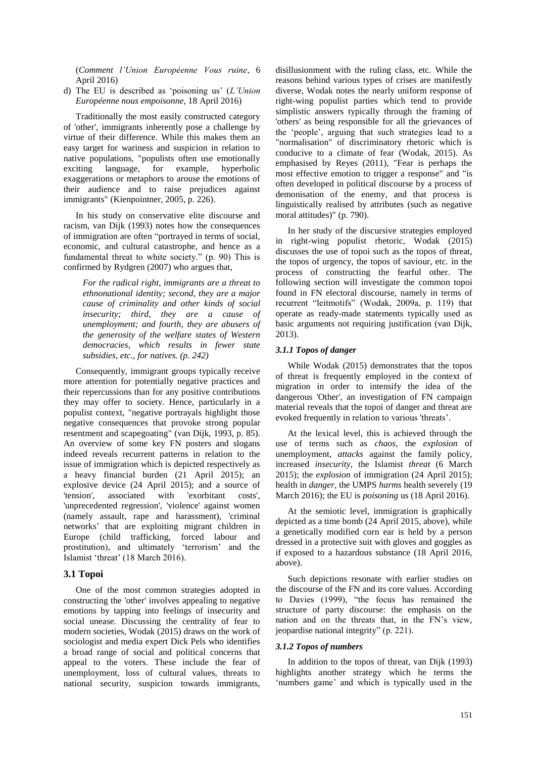(*Comment l'Union Européenne Vous ruine*, 6 April 2016)

d) The EU is described as 'poisoning us' (*L'Union Européenne nous empoisonne,* 18 April 2016)

Traditionally the most easily constructed category of 'other', immigrants inherently pose a challenge by virtue of their difference. While this makes them an easy target for wariness and suspicion in relation to native populations, "populists often use emotionally exciting language, for example, hyperbolic exaggerations or metaphors to arouse the emotions of their audience and to raise prejudices against immigrants" (Kienpointner, 2005, p. 226).

In his study on conservative elite discourse and racism, van Dijk (1993) notes how the consequences of immigration are often "portrayed in terms of social, economic, and cultural catastrophe, and hence as a fundamental threat to white society." (p. 90) This is confirmed by Rydgren (2007) who argues that,

> *For the radical right, immigrants are a threat to ethnonational identity; second, they are a major cause of criminality and other kinds of social insecurity; third, they are a cause of unemployment; and fourth, they are abusers of the generosity of the welfare states of Western democracies, which results in fewer state subsidies, etc., for natives. (p. 242)*

Consequently, immigrant groups typically receive more attention for potentially negative practices and their repercussions than for any positive contributions they may offer to society. Hence, particularly in a populist context, "negative portrayals highlight those negative consequences that provoke strong popular resentment and scapegoating" (van Dijk, 1993, p. 85). An overview of some key FN posters and slogans indeed reveals recurrent patterns in relation to the issue of immigration which is depicted respectively as a heavy financial burden (21 April 2015); an explosive device (24 April 2015); and a source of 'tension', associated with 'exorbitant costs', 'unprecedented regression', 'violence' against women (namely assault, rape and harassment), 'criminal networks' that are exploiting migrant children in Europe (child trafficking, forced labour and prostitution), and ultimately 'terrorism' and the Islamist 'threat' (18 March 2016).

## 3.1 Topoi

One of the most common strategies adopted in constructing the 'other' involves appealing to negative emotions by tapping into feelings of insecurity and social unease. Discussing the centrality of fear to modern societies, Wodak (2015) draws on the work of sociologist and media expert Dick Pels who identifies a broad range of social and political concerns that appeal to the voters. These include the fear of unemployment, loss of cultural values, threats to national security, suspicion towards immigrants, disillusionment with the ruling class, etc. While the reasons behind various types of crises are manifestly diverse, Wodak notes the nearly uniform response of right-wing populist parties which tend to provide simplistic answers typically through the framing of 'others' as being responsible for all the grievances of the 'people', arguing that such strategies lead to a "normalisation" of discriminatory rhetoric which is conducive to a climate of fear (Wodak, 2015). As emphasised by Reyes (2011), "Fear is perhaps the most effective emotion to trigger a response" and "is often developed in political discourse by a process of demonisation of the enemy, and that process is linguistically realised by attributes (such as negative moral attitudes)" (p. 790).

In her study of the discursive strategies employed in right-wing populist rhetoric, Wodak (2015) discusses the use of topoi such as the topos of threat, the topos of urgency, the topos of saviour, etc. in the process of constructing the fearful other. The following section will investigate the common topoi found in FN electoral discourse, namely in terms of recurrent "leitmotifs" (Wodak, 2009a, p. 119) that operate as ready-made statements typically used as basic arguments not requiring justification (van Dijk, 2013).

### *3.1.1 Topos of danger*

While Wodak (2015) demonstrates that the topos of threat is frequently employed in the context of migration in order to intensify the idea of the dangerous 'Other', an investigation of FN campaign material reveals that the topoi of danger and threat are evoked frequently in relation to various 'threats'.

At the lexical level, this is achieved through the use of terms such as *chaos*, the *explosion* of unemployment, *attacks* against the family policy, increased *insecurity*, the Islamist *threat* (6 March 2015); the *explosion* of immigration (24 April 2015); health in *danger*, the UMPS *harms* health severely (19 March 2016); the EU is *poisoning* us (18 April 2016).

At the semiotic level, immigration is graphically depicted as a time bomb (24 April 2015, above), while a genetically modified corn ear is held by a person dressed in a protective suit with gloves and goggles as if exposed to a hazardous substance (18 April 2016, above).

Such depictions resonate with earlier studies on the discourse of the FN and its core values. According to Davies (1999), "the focus has remained the structure of party discourse: the emphasis on the nation and on the threats that, in the FN's view, jeopardise national integrity" (p. 221).

### *3.1.2 Topos of numbers*

In addition to the topos of threat, van Dijk (1993) highlights another strategy which he terms the 'numbers game' and which is typically used in the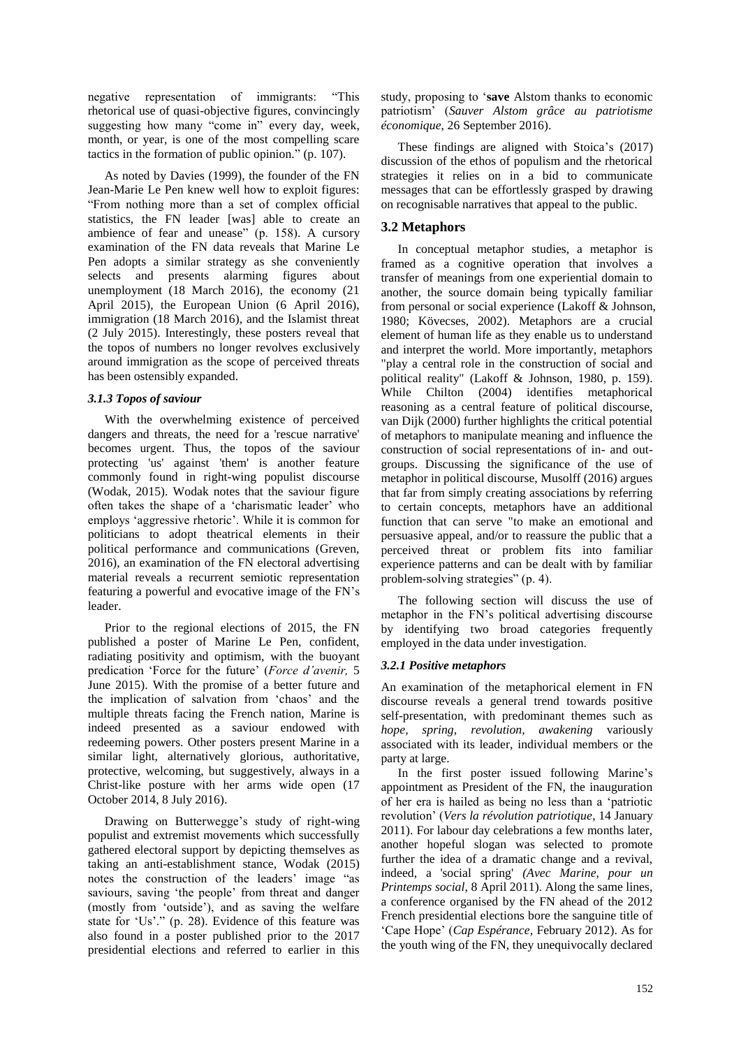negative representation of immigrants: "This rhetorical use of quasi-objective figures, convincingly suggesting how many "come in" every day, week, month, or year, is one of the most compelling scare tactics in the formation of public opinion." (p. 107).

As noted by Davies (1999), the founder of the FN Jean-Marie Le Pen knew well how to exploit figures: "From nothing more than a set of complex official statistics, the FN leader [was] able to create an ambience of fear and unease" (p. 158). A cursory examination of the FN data reveals that Marine Le Pen adopts a similar strategy as she conveniently selects and presents alarming figures about unemployment (18 March 2016), the economy (21 April 2015), the European Union (6 April 2016), immigration (18 March 2016), and the Islamist threat (2 July 2015). Interestingly, these posters reveal that the topos of numbers no longer revolves exclusively around immigration as the scope of perceived threats has been ostensibly expanded.

#### *3.1.3 Topos of saviour*

With the overwhelming existence of perceived dangers and threats, the need for a 'rescue narrative' becomes urgent. Thus, the topos of the saviour protecting 'us' against 'them' is another feature commonly found in right-wing populist discourse (Wodak, 2015). Wodak notes that the saviour figure often takes the shape of a 'charismatic leader' who employs 'aggressive rhetoric'. While it is common for politicians to adopt theatrical elements in their political performance and communications (Greven, 2016), an examination of the FN electoral advertising material reveals a recurrent semiotic representation featuring a powerful and evocative image of the FN's leader.

Prior to the regional elections of 2015, the FN published a poster of Marine Le Pen, confident, radiating positivity and optimism, with the buoyant predication 'Force for the future' (*Force d'avenir,* 5 June 2015). With the promise of a better future and the implication of salvation from 'chaos' and the multiple threats facing the French nation, Marine is indeed presented as a saviour endowed with redeeming powers. Other posters present Marine in a similar light, alternatively glorious, authoritative, protective, welcoming, but suggestively, always in a Christ-like posture with her arms wide open (17 October 2014, 8 July 2016).

Drawing on Butterwegge's study of right-wing populist and extremist movements which successfully gathered electoral support by depicting themselves as taking an anti-establishment stance, Wodak (2015) notes the construction of the leaders' image "as saviours, saving 'the people' from threat and danger (mostly from 'outside'), and as saving the welfare state for 'Us'." (p. 28). Evidence of this feature was also found in a poster published prior to the 2017 presidential elections and referred to earlier in this study, proposing to '**save** Alstom thanks to economic patriotism' (*Sauver Alstom grâce au patriotisme économique*, 26 September 2016).

These findings are aligned with Stoica's (2017) discussion of the ethos of populism and the rhetorical strategies it relies on in a bid to communicate messages that can be effortlessly grasped by drawing on recognisable narratives that appeal to the public.

### 3.2 Metaphors

In conceptual metaphor studies, a metaphor is framed as a cognitive operation that involves a transfer of meanings from one experiential domain to another, the source domain being typically familiar from personal or social experience (Lakoff & Johnson, 1980; Kövecses, 2002). Metaphors are a crucial element of human life as they enable us to understand and interpret the world. More importantly, metaphors "play a central role in the construction of social and political reality" (Lakoff & Johnson, 1980, p. 159). While Chilton (2004) identifies metaphorical reasoning as a central feature of political discourse, van Dijk (2000) further highlights the critical potential of metaphors to manipulate meaning and influence the construction of social representations of in- and out-groups. Discussing the significance of the use of metaphor in political discourse, Musolff (2016) argues that far from simply creating associations by referring to certain concepts, metaphors have an additional function that can serve "to make an emotional and persuasive appeal, and/or to reassure the public that a perceived threat or problem fits into familiar experience patterns and can be dealt with by familiar problem-solving strategies" (p. 4).

The following section will discuss the use of metaphor in the FN's political advertising discourse by identifying two broad categories frequently employed in the data under investigation.

#### *3.2.1 Positive metaphors*

An examination of the metaphorical element in FN discourse reveals a general trend towards positive self-presentation, with predominant themes such as *hope, spring, revolution, awakening* variously associated with its leader, individual members or the party at large.

In the first poster issued following Marine's appointment as President of the FN, the inauguration of her era is hailed as being no less than a 'patriotic revolution' (*Vers la révolution patriotique*, 14 January 2011). For labour day celebrations a few months later, another hopeful slogan was selected to promote further the idea of a dramatic change and a revival, indeed, a 'social spring' *(Avec Marine, pour un Printemps social*, 8 April 2011). Along the same lines, a conference organised by the FN ahead of the 2012 French presidential elections bore the sanguine title of 'Cape Hope' (*Cap Espérance*, February 2012). As for the youth wing of the FN, they unequivocally declared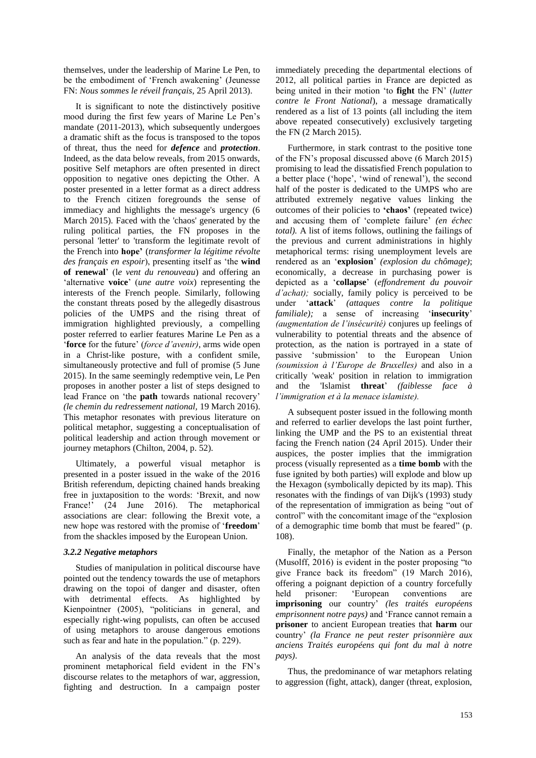themselves, under the leadership of Marine Le Pen, to be the embodiment of 'French awakening' (Jeunesse FN: *Nous sommes le réveil français*, 25 April 2013).

It is significant to note the distinctively positive mood during the first few years of Marine Le Pen's mandate (2011-2013), which subsequently undergoes a dramatic shift as the focus is transposed to the topos of threat, thus the need for ***defence*** and ***protection***. Indeed, as the data below reveals, from 2015 onwards, positive Self metaphors are often presented in direct opposition to negative ones depicting the Other. A poster presented in a letter format as a direct address to the French citizen foregrounds the sense of immediacy and highlights the message's urgency (6 March 2015). Faced with the 'chaos' generated by the ruling political parties, the FN proposes in the personal 'letter' to 'transform the legitimate revolt of the French into **hope**' (*transformer la légitime révolte des français en espoir*), presenting itself as 'the **wind of renewal**' (*le vent du renouveau*) and offering an 'alternative **voice**' (*une autre voix*) representing the interests of the French people. Similarly, following the constant threats posed by the allegedly disastrous policies of the UMPS and the rising threat of immigration highlighted previously, a compelling poster referred to earlier features Marine Le Pen as a '**force** for the future' (*force d'avenir)*, arms wide open in a Christ-like posture, with a confident smile, simultaneously protective and full of promise (5 June 2015). In the same seemingly redemptive vein, Le Pen proposes in another poster a list of steps designed to lead France on 'the **path** towards national recovery' *(le chemin du redressement national,* 19 March 2016). This metaphor resonates with previous literature on political metaphor, suggesting a conceptualisation of political leadership and action through movement or journey metaphors (Chilton, 2004, p. 52).

Ultimately, a powerful visual metaphor is presented in a poster issued in the wake of the 2016 British referendum, depicting chained hands breaking free in juxtaposition to the words: 'Brexit, and now France!' (24 June 2016). The metaphorical associations are clear: following the Brexit vote, a new hope was restored with the promise of '**freedom**' from the shackles imposed by the European Union.

### *3.2.2 Negative metaphors*

Studies of manipulation in political discourse have pointed out the tendency towards the use of metaphors drawing on the topoi of danger and disaster, often with detrimental effects. As highlighted by Kienpointner (2005), "politicians in general, and especially right-wing populists, can often be accused of using metaphors to arouse dangerous emotions such as fear and hate in the population." (p. 229).

An analysis of the data reveals that the most prominent metaphorical field evident in the FN's discourse relates to the metaphors of war, aggression, fighting and destruction. In a campaign poster immediately preceding the departmental elections of 2012, all political parties in France are depicted as being united in their motion 'to **fight** the FN' (*lutter contre le Front National*), a message dramatically rendered as a list of 13 points (all including the item above repeated consecutively) exclusively targeting the FN (2 March 2015).

Furthermore, in stark contrast to the positive tone of the FN's proposal discussed above (6 March 2015) promising to lead the dissatisfied French population to a better place ('hope', 'wind of renewal'), the second half of the poster is dedicated to the UMPS who are attributed extremely negative values linking the outcomes of their policies to **'chaos'** (repeated twice) and accusing them of 'complete failure' *(en échec total).* A list of items follows, outlining the failings of the previous and current administrations in highly metaphorical terms: rising unemployment levels are rendered as an '**explosion**' *(explosion du chômage)*; economically, a decrease in purchasing power is depicted as a '**collapse**' (*effondrement du pouvoir d'achat);* socially, family policy is perceived to be under '**attack**' *(attaques contre la politique familiale);* a sense of increasing '**insecurity**' *(augmentation de l'insécurité)* conjures up feelings of vulnerability to potential threats and the absence of protection, as the nation is portrayed in a state of passive 'submission' to the European Union *(soumission à l'Europe de Bruxelles)* and also in a critically 'weak' position in relation to immigration and the 'Islamist **threat**' *(faiblesse face à l'immigration et à la menace islamiste).*

A subsequent poster issued in the following month and referred to earlier develops the last point further, linking the UMP and the PS to an existential threat facing the French nation (24 April 2015). Under their auspices, the poster implies that the immigration process (visually represented as a **time bomb** with the fuse ignited by both parties) will explode and blow up the Hexagon (symbolically depicted by its map). This resonates with the findings of van Dijk's (1993) study of the representation of immigration as being "out of control" with the concomitant image of the "explosion of a demographic time bomb that must be feared" (p. 108).

Finally, the metaphor of the Nation as a Person (Musolff, 2016) is evident in the poster proposing "to give France back its freedom" (19 March 2016), offering a poignant depiction of a country forcefully held prisoner: 'European conventions are **imprisoning** our country' *(les traités européens emprisonnent notre pays)* and 'France cannot remain a **prisoner** to ancient European treaties that **harm** our country' *(la France ne peut rester prisonnière aux anciens Traités européens qui font du mal à notre pays)*.

Thus, the predominance of war metaphors relating to aggression (fight, attack), danger (threat, explosion,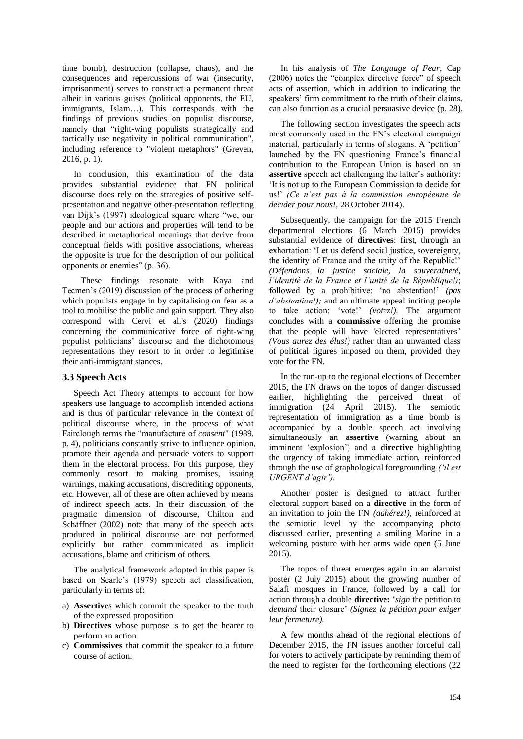time bomb), destruction (collapse, chaos), and the consequences and repercussions of war (insecurity, imprisonment) serves to construct a permanent threat albeit in various guises (political opponents, the EU, immigrants, Islam…). This corresponds with the findings of previous studies on populist discourse, namely that "right-wing populists strategically and tactically use negativity in political communication", including reference to "violent metaphors" (Greven, 2016, p. 1).

In conclusion, this examination of the data provides substantial evidence that FN political discourse does rely on the strategies of positive self-presentation and negative other-presentation reflecting van Dijk's (1997) ideological square where "we, our people and our actions and properties will tend to be described in metaphorical meanings that derive from conceptual fields with positive associations, whereas the opposite is true for the description of our political opponents or enemies" (p. 36).

These findings resonate with Kaya and Tecmen's (2019) discussion of the process of othering which populists engage in by capitalising on fear as a tool to mobilise the public and gain support. They also correspond with Cervi et al.'s (2020) findings concerning the communicative force of right-wing populist politicians' discourse and the dichotomous representations they resort to in order to legitimise their anti-immigrant stances.

### 3.3 Speech Acts

Speech Act Theory attempts to account for how speakers use language to accomplish intended actions and is thus of particular relevance in the context of political discourse where, in the process of what Fairclough terms the "manufacture of *consent*" (1989, p. 4), politicians constantly strive to influence opinion, promote their agenda and persuade voters to support them in the electoral process. For this purpose, they commonly resort to making promises, issuing warnings, making accusations, discrediting opponents, etc. However, all of these are often achieved by means of indirect speech acts. In their discussion of the pragmatic dimension of discourse, Chilton and Schäffner (2002) note that many of the speech acts produced in political discourse are not performed explicitly but rather communicated as implicit accusations, blame and criticism of others.

The analytical framework adopted in this paper is based on Searle's (1979) speech act classification, particularly in terms of:

a) **Assertive**s which commit the speaker to the truth of the expressed proposition.
b) **Directives** whose purpose is to get the hearer to perform an action.
c) **Commissives** that commit the speaker to a future course of action.

In his analysis of *The Language of Fear*, Cap (2006) notes the "complex directive force" of speech acts of assertion, which in addition to indicating the speakers' firm commitment to the truth of their claims, can also function as a crucial persuasive device (p. 28).

The following section investigates the speech acts most commonly used in the FN's electoral campaign material, particularly in terms of slogans. A 'petition' launched by the FN questioning France's financial contribution to the European Union is based on an **assertive** speech act challenging the latter's authority: 'It is not up to the European Commission to decide for us!' *(Ce n'est pas à la commission européenne de décider pour nous!*, 28 October 2014).

Subsequently, the campaign for the 2015 French departmental elections (6 March 2015) provides substantial evidence of **directives**: first, through an exhortation: 'Let us defend social justice, sovereignty, the identity of France and the unity of the Republic!' *(Défendons la justice sociale, la souveraineté, l'identité de la France et l'unité de la République!)*; followed by a prohibitive: 'no abstention!' *(pas d'abstention!);* and an ultimate appeal inciting people to take action: 'vote!' *(votez!)*. The argument concludes with a **commissive** offering the promise that the people will have 'elected representatives' *(Vous aurez des élus!)* rather than an unwanted class of political figures imposed on them, provided they vote for the FN.

In the run-up to the regional elections of December 2015, the FN draws on the topos of danger discussed earlier, highlighting the perceived threat of immigration (24 April 2015). The semiotic representation of immigration as a time bomb is accompanied by a double speech act involving simultaneously an **assertive** (warning about an imminent 'explosion') and a **directive** highlighting the urgency of taking immediate action, reinforced through the use of graphological foregrounding *('il est URGENT d'agir')*.

Another poster is designed to attract further electoral support based on a **directive** in the form of an invitation to join the FN *(adhérez!)*, reinforced at the semiotic level by the accompanying photo discussed earlier, presenting a smiling Marine in a welcoming posture with her arms wide open (5 June 2015).

The topos of threat emerges again in an alarmist poster (2 July 2015) about the growing number of Salafi mosques in France, followed by a call for action through a double **directive:** '*sign* the petition to *demand* their closure' *(Signez la pétition pour exiger leur fermeture).*

A few months ahead of the regional elections of December 2015, the FN issues another forceful call for voters to actively participate by reminding them of the need to register for the forthcoming elections (22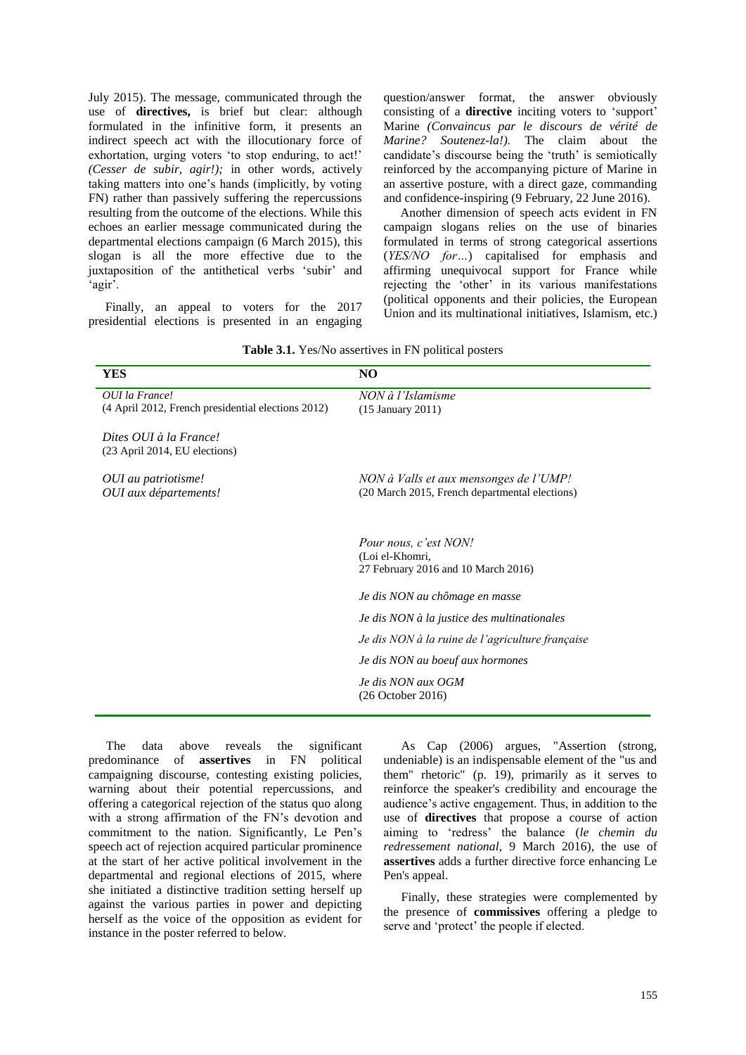July 2015). The message, communicated through the use of **directives,** is brief but clear: although formulated in the infinitive form, it presents an indirect speech act with the illocutionary force of exhortation, urging voters 'to stop enduring, to act!' *(Cesser de subir, agir!);* in other words, actively taking matters into one's hands (implicitly, by voting FN) rather than passively suffering the repercussions resulting from the outcome of the elections. While this echoes an earlier message communicated during the departmental elections campaign (6 March 2015), this slogan is all the more effective due to the juxtaposition of the antithetical verbs 'subir' and 'agir'.

Finally, an appeal to voters for the 2017 presidential elections is presented in an engaging question/answer format, the answer obviously consisting of a **directive** inciting voters to 'support' Marine *(Convaincus par le discours de vérité de Marine? Soutenez-la!).* The claim about the candidate's discourse being the 'truth' is semiotically reinforced by the accompanying picture of Marine in an assertive posture, with a direct gaze, commanding and confidence-inspiring (9 February, 22 June 2016).

Another dimension of speech acts evident in FN campaign slogans relies on the use of binaries formulated in terms of strong categorical assertions (*YES/NO for…*) capitalised for emphasis and affirming unequivocal support for France while rejecting the 'other' in its various manifestations (political opponents and their policies, the European Union and its multinational initiatives, Islamism, etc.)

**Table 3.1.** Yes/No assertives in FN political posters

| YES | NO |
|---|---|
| *OUI la France!* (4 April 2012, French presidential elections 2012) | *NON à l'Islamisme* (15 January 2011) |
| *Dites OUI à la France!* (23 April 2014, EU elections) | |
| *OUI au patriotisme!* *OUI aux départements!* | *NON à Valls et aux mensonges de l'UMP!* (20 March 2015, French departmental elections) |
| | *Pour nous, c'est NON!* (Loi el-Khomri, 27 February 2016 and 10 March 2016) |
| | *Je dis NON au chômage en masse* |
| | *Je dis NON à la justice des multinationales* |
| | *Je dis NON à la ruine de l'agriculture française* |
| | *Je dis NON au boeuf aux hormones* |
| | *Je dis NON aux OGM* (26 October 2016) |

The data above reveals the significant predominance of **assertives** in FN political campaigning discourse, contesting existing policies, warning about their potential repercussions, and offering a categorical rejection of the status quo along with a strong affirmation of the FN's devotion and commitment to the nation. Significantly, Le Pen's speech act of rejection acquired particular prominence at the start of her active political involvement in the departmental and regional elections of 2015, where she initiated a distinctive tradition setting herself up against the various parties in power and depicting herself as the voice of the opposition as evident for instance in the poster referred to below.

As Cap (2006) argues, "Assertion (strong, undeniable) is an indispensable element of the "us and them" rhetoric" (p. 19), primarily as it serves to reinforce the speaker's credibility and encourage the audience's active engagement. Thus, in addition to the use of **directives** that propose a course of action aiming to 'redress' the balance (*le chemin du redressement national,* 9 March 2016), the use of **assertives** adds a further directive force enhancing Le Pen's appeal.

Finally, these strategies were complemented by the presence of **commissives** offering a pledge to serve and 'protect' the people if elected.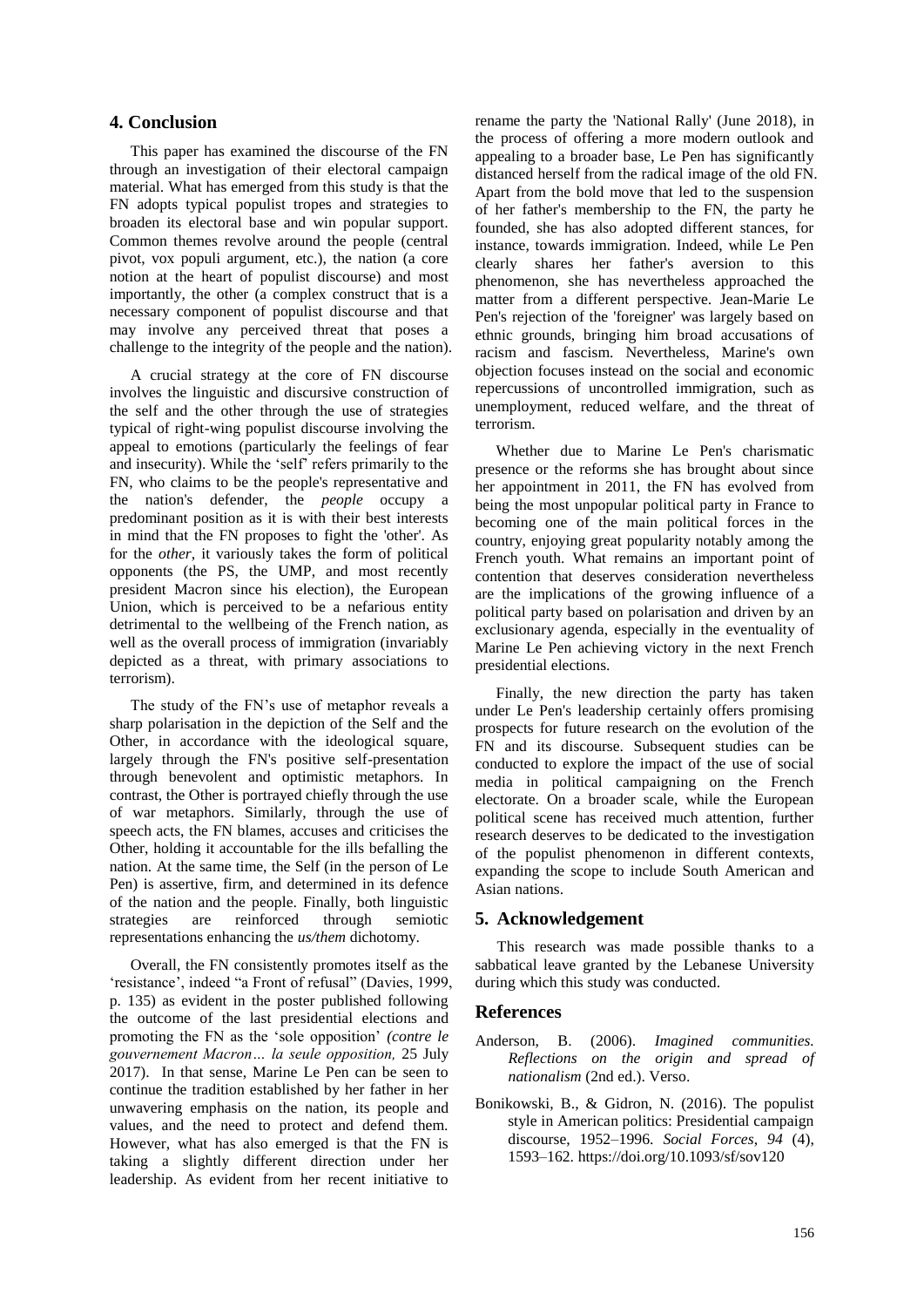## 4. Conclusion

This paper has examined the discourse of the FN through an investigation of their electoral campaign material. What has emerged from this study is that the FN adopts typical populist tropes and strategies to broaden its electoral base and win popular support. Common themes revolve around the people (central pivot, vox populi argument, etc.), the nation (a core notion at the heart of populist discourse) and most importantly, the other (a complex construct that is a necessary component of populist discourse and that may involve any perceived threat that poses a challenge to the integrity of the people and the nation).

A crucial strategy at the core of FN discourse involves the linguistic and discursive construction of the self and the other through the use of strategies typical of right-wing populist discourse involving the appeal to emotions (particularly the feelings of fear and insecurity). While the 'self' refers primarily to the FN, who claims to be the people's representative and the nation's defender, the *people* occupy a predominant position as it is with their best interests in mind that the FN proposes to fight the 'other'. As for the *other*, it variously takes the form of political opponents (the PS, the UMP, and most recently president Macron since his election), the European Union, which is perceived to be a nefarious entity detrimental to the wellbeing of the French nation, as well as the overall process of immigration (invariably depicted as a threat, with primary associations to terrorism).

The study of the FN's use of metaphor reveals a sharp polarisation in the depiction of the Self and the Other, in accordance with the ideological square, largely through the FN's positive self-presentation through benevolent and optimistic metaphors. In contrast, the Other is portrayed chiefly through the use of war metaphors. Similarly, through the use of speech acts, the FN blames, accuses and criticises the Other, holding it accountable for the ills befalling the nation. At the same time, the Self (in the person of Le Pen) is assertive, firm, and determined in its defence of the nation and the people. Finally, both linguistic strategies are reinforced through semiotic representations enhancing the *us/them* dichotomy.

Overall, the FN consistently promotes itself as the 'resistance', indeed "a Front of refusal" (Davies, 1999, p. 135) as evident in the poster published following the outcome of the last presidential elections and promoting the FN as the 'sole opposition' *(contre le gouvernement Macron… la seule opposition,* 25 July 2017). In that sense, Marine Le Pen can be seen to continue the tradition established by her father in her unwavering emphasis on the nation, its people and values, and the need to protect and defend them. However, what has also emerged is that the FN is taking a slightly different direction under her leadership. As evident from her recent initiative to rename the party the 'National Rally' (June 2018), in the process of offering a more modern outlook and appealing to a broader base, Le Pen has significantly distanced herself from the radical image of the old FN. Apart from the bold move that led to the suspension of her father's membership to the FN, the party he founded, she has also adopted different stances, for instance, towards immigration. Indeed, while Le Pen clearly shares her father's aversion to this phenomenon, she has nevertheless approached the matter from a different perspective. Jean-Marie Le Pen's rejection of the 'foreigner' was largely based on ethnic grounds, bringing him broad accusations of racism and fascism. Nevertheless, Marine's own objection focuses instead on the social and economic repercussions of uncontrolled immigration, such as unemployment, reduced welfare, and the threat of terrorism.

Whether due to Marine Le Pen's charismatic presence or the reforms she has brought about since her appointment in 2011, the FN has evolved from being the most unpopular political party in France to becoming one of the main political forces in the country, enjoying great popularity notably among the French youth. What remains an important point of contention that deserves consideration nevertheless are the implications of the growing influence of a political party based on polarisation and driven by an exclusionary agenda, especially in the eventuality of Marine Le Pen achieving victory in the next French presidential elections.

Finally, the new direction the party has taken under Le Pen's leadership certainly offers promising prospects for future research on the evolution of the FN and its discourse. Subsequent studies can be conducted to explore the impact of the use of social media in political campaigning on the French electorate. On a broader scale, while the European political scene has received much attention, further research deserves to be dedicated to the investigation of the populist phenomenon in different contexts, expanding the scope to include South American and Asian nations.

## 5. Acknowledgement

This research was made possible thanks to a sabbatical leave granted by the Lebanese University during which this study was conducted.

## References

Anderson, B. (2006). *Imagined communities. Reflections on the origin and spread of nationalism* (2nd ed.). Verso.

Bonikowski, B., & Gidron, N. (2016). The populist style in American politics: Presidential campaign discourse, 1952–1996. *Social Forces*, *94* (4), 1593–162. https://doi.org/10.1093/sf/sov120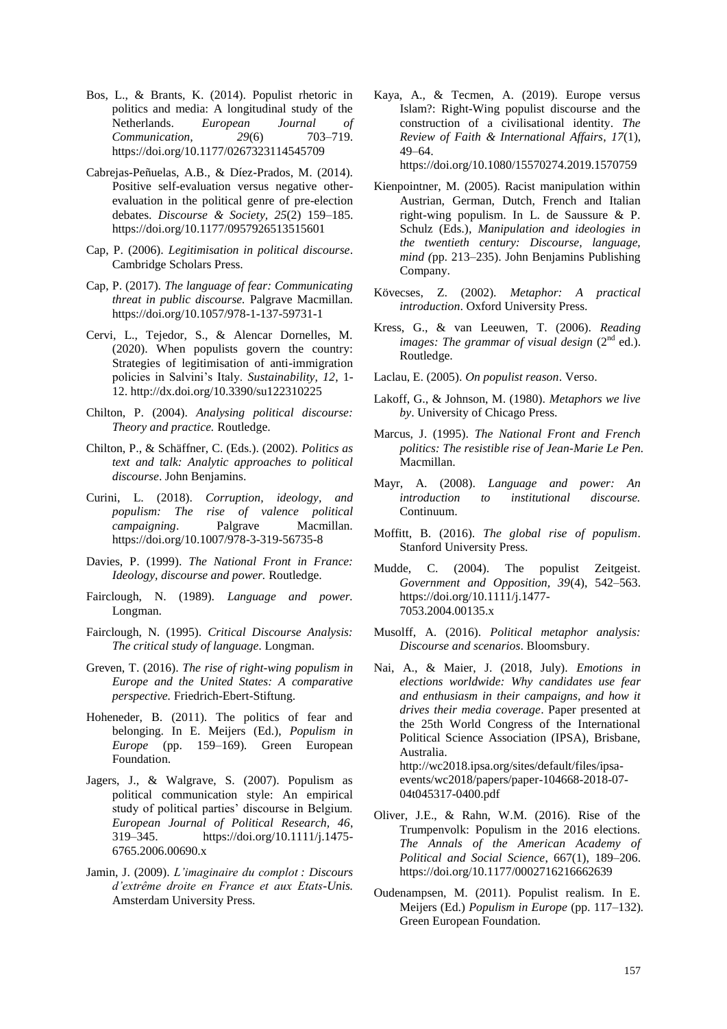Bos, L., & Brants, K. (2014). Populist rhetoric in politics and media: A longitudinal study of the Netherlands. *European Journal of Communication, 29*(6) 703–719. https://doi.org/10.1177/0267323114545709

Cabrejas-Peñuelas, A.B., & Díez-Prados, M. (2014). Positive self-evaluation versus negative other-evaluation in the political genre of pre-election debates. *Discourse & Society, 25*(2) 159–185. https://doi.org/10.1177/0957926513515601

Cap, P. (2006). *Legitimisation in political discourse*. Cambridge Scholars Press.

Cap, P. (2017). *The language of fear: Communicating threat in public discourse.* Palgrave Macmillan. https://doi.org/10.1057/978-1-137-59731-1

Cervi, L., Tejedor, S., & Alencar Dornelles, M. (2020). When populists govern the country: Strategies of legitimisation of anti-immigration policies in Salvini's Italy. *Sustainability, 12*, 1-12. http://dx.doi.org/10.3390/su122310225

Chilton, P. (2004). *Analysing political discourse: Theory and practice.* Routledge.

Chilton, P., & Schäffner, C. (Eds.). (2002). *Politics as text and talk: Analytic approaches to political discourse*. John Benjamins.

Curini, L. (2018). *Corruption, ideology, and populism: The rise of valence political campaigning*. Palgrave Macmillan. https://doi.org/10.1007/978-3-319-56735-8

Davies, P. (1999). *The National Front in France: Ideology, discourse and power.* Routledge.

Fairclough, N. (1989). *Language and power.* Longman.

Fairclough, N. (1995). *Critical Discourse Analysis: The critical study of language*. Longman.

Greven, T. (2016). *The rise of right-wing populism in Europe and the United States: A comparative perspective.* Friedrich-Ebert-Stiftung.

Hoheneder, B. (2011). The politics of fear and belonging. In E. Meijers (Ed.), *Populism in Europe* (pp. 159–169). Green European Foundation.

Jagers, J., & Walgrave, S. (2007). Populism as political communication style: An empirical study of political parties' discourse in Belgium. *European Journal of Political Research, 46*, 319–345. https://doi.org/10.1111/j.1475-6765.2006.00690.x

Jamin, J. (2009). *L'imaginaire du complot : Discours d'extrême droite en France et aux Etats-Unis.* Amsterdam University Press.

Kaya, A., & Tecmen, A. (2019). Europe versus Islam?: Right-Wing populist discourse and the construction of a civilisational identity. *The Review of Faith & International Affairs*, *17*(1), 49–64. https://doi.org/10.1080/15570274.2019.1570759

Kienpointner, M. (2005). Racist manipulation within Austrian, German, Dutch, French and Italian right-wing populism. In L. de Saussure & P. Schulz (Eds.), *Manipulation and ideologies in the twentieth century: Discourse, language, mind (*pp. 213–235). John Benjamins Publishing Company.

Kövecses, Z. (2002). *Metaphor: A practical introduction*. Oxford University Press.

Kress, G., & van Leeuwen, T. (2006). *Reading images: The grammar of visual design* (2nd ed.). Routledge.

Laclau, E. (2005). *On populist reason*. Verso.

Lakoff, G., & Johnson, M. (1980). *Metaphors we live by*. University of Chicago Press.

Marcus, J. (1995). *The National Front and French politics: The resistible rise of Jean-Marie Le Pen.* Macmillan.

Mayr, A. (2008). *Language and power: An introduction to institutional discourse.* Continuum.

Moffitt, B. (2016). *The global rise of populism*. Stanford University Press.

Mudde, C. (2004). The populist Zeitgeist. *Government and Opposition, 39*(4), 542–563. https://doi.org/10.1111/j.1477-7053.2004.00135.x

Musolff, A. (2016). *Political metaphor analysis: Discourse and scenarios*. Bloomsbury.

Nai, A., & Maier, J. (2018, July). *Emotions in elections worldwide: Why candidates use fear and enthusiasm in their campaigns, and how it drives their media coverage*. Paper presented at the 25th World Congress of the International Political Science Association (IPSA), Brisbane, Australia. http://wc2018.ipsa.org/sites/default/files/ipsa-events/wc2018/papers/paper-104668-2018-07-04t045317-0400.pdf

Oliver, J.E., & Rahn, W.M. (2016). Rise of the Trumpenvolk: Populism in the 2016 elections. *The Annals of the American Academy of Political and Social Science*, 667(1), 189–206. https://doi.org/10.1177/0002716216662639

Oudenampsen, M. (2011). Populist realism. In E. Meijers (Ed.) *Populism in Europe* (pp. 117–132). Green European Foundation.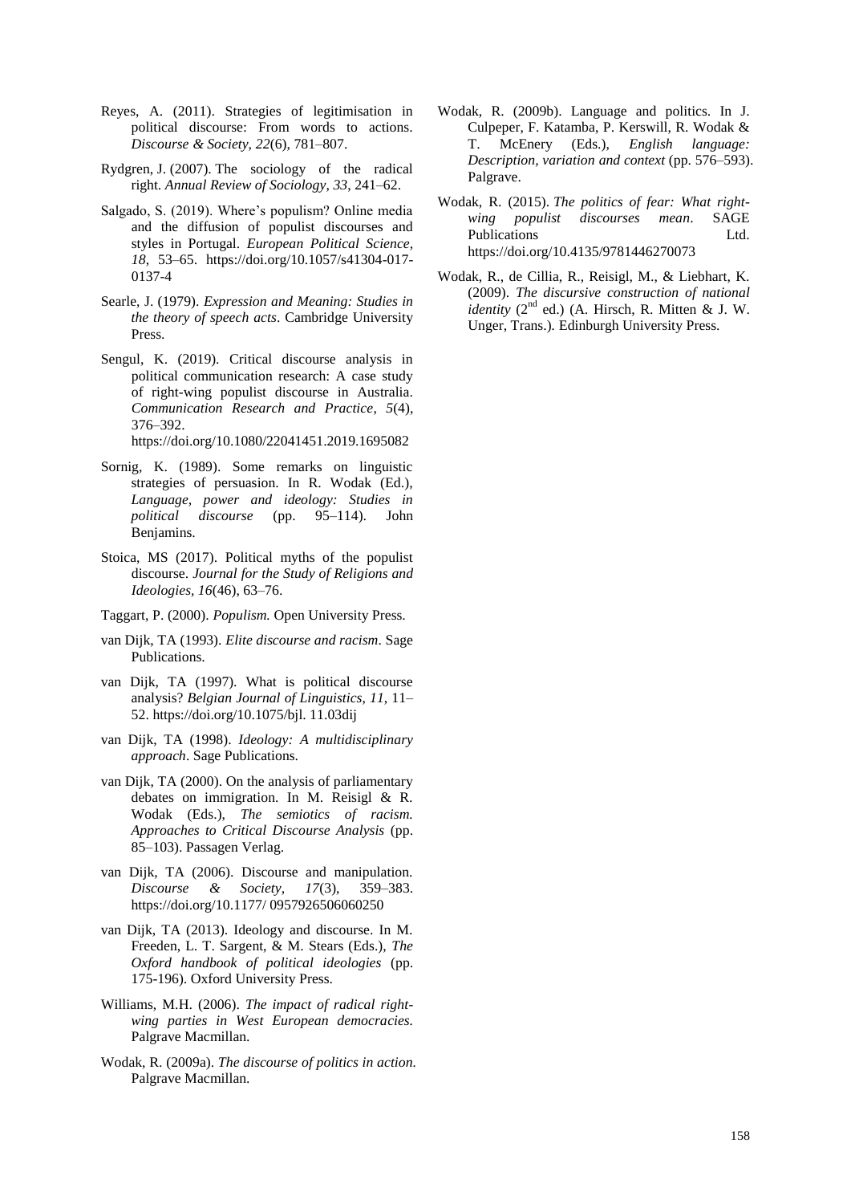Reyes, A. (2011). Strategies of legitimisation in political discourse: From words to actions. *Discourse & Society, 22*(6), 781–807.

Rydgren, J. (2007). The sociology of the radical right. *Annual Review of Sociology, 33*, 241–62.

Salgado, S. (2019). Where's populism? Online media and the diffusion of populist discourses and styles in Portugal. *European Political Science, 18*, 53–65. https://doi.org/10.1057/s41304-017-0137-4

Searle, J. (1979). *Expression and Meaning: Studies in the theory of speech acts*. Cambridge University Press.

Sengul, K. (2019). Critical discourse analysis in political communication research: A case study of right-wing populist discourse in Australia. *Communication Research and Practice, 5*(4), 376–392. https://doi.org/10.1080/22041451.2019.1695082

Sornig, K. (1989). Some remarks on linguistic strategies of persuasion. In R. Wodak (Ed.), *Language, power and ideology: Studies in political discourse* (pp. 95–114). John Benjamins.

Stoica, MS (2017). Political myths of the populist discourse. *Journal for the Study of Religions and Ideologies, 16*(46), 63–76.

Taggart, P. (2000). *Populism.* Open University Press.

van Dijk, TA (1993). *Elite discourse and racism*. Sage Publications.

van Dijk, TA (1997). What is political discourse analysis? *Belgian Journal of Linguistics, 11*, 11–52. https://doi.org/10.1075/bjl. 11.03dij

van Dijk, TA (1998). *Ideology: A multidisciplinary approach*. Sage Publications.

van Dijk, TA (2000). On the analysis of parliamentary debates on immigration. In M. Reisigl & R. Wodak (Eds.), *The semiotics of racism. Approaches to Critical Discourse Analysis* (pp. 85–103). Passagen Verlag.

van Dijk, TA (2006). Discourse and manipulation. *Discourse & Society, 17*(3), 359–383. https://doi.org/10.1177/ 0957926506060250

van Dijk, TA (2013). Ideology and discourse. In M. Freeden, L. T. Sargent, & M. Stears (Eds.), *The Oxford handbook of political ideologies* (pp. 175-196). Oxford University Press.

Williams, M.H. (2006). *The impact of radical right-wing parties in West European democracies.* Palgrave Macmillan.

Wodak, R. (2009a). *The discourse of politics in action.* Palgrave Macmillan.

Wodak, R. (2009b). Language and politics. In J. Culpeper, F. Katamba, P. Kerswill, R. Wodak & T. McEnery (Eds.), *English language: Description, variation and context* (pp. 576–593). Palgrave.

Wodak, R. (2015). *The politics of fear: What right-wing populist discourses mean*. SAGE Publications Ltd. https://doi.org/10.4135/9781446270073

Wodak, R., de Cillia, R., Reisigl, M., & Liebhart, K. (2009). *The discursive construction of national identity* (2nd ed.) (A. Hirsch, R. Mitten & J. W. Unger, Trans.). Edinburgh University Press.